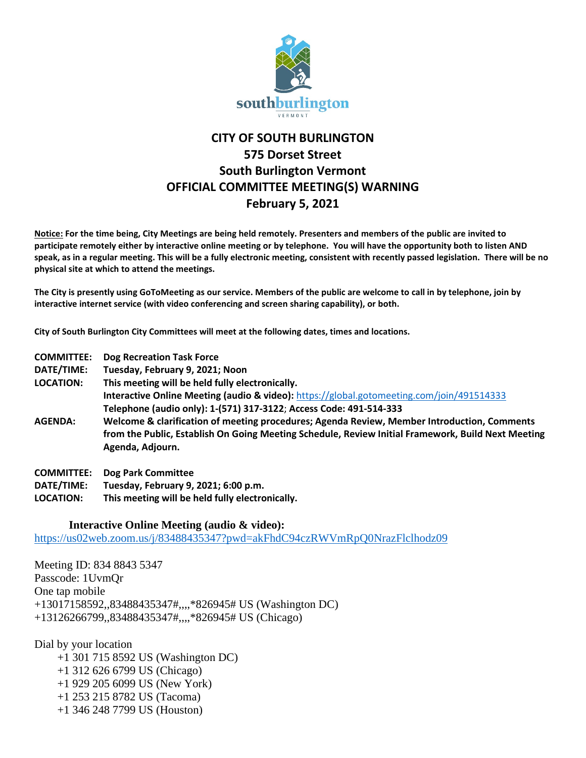southburlington
VERMONT

# CITY OF SOUTH BURLINGTON
## 575 Dorset Street
## South Burlington Vermont
## OFFICIAL COMMITTEE MEETING(S) WARNING
## February 5, 2021

**Notice: For the time being, City Meetings are being held remotely. Presenters and members of the public are invited to participate remotely either by interactive online meeting or by telephone. You will have the opportunity both to listen AND speak, as in a regular meeting. This will be a fully electronic meeting, consistent with recently passed legislation. There will be no physical site at which to attend the meetings.**

**The City is presently using GoToMeeting as our service. Members of the public are welcome to call in by telephone, join by interactive internet service (with video conferencing and screen sharing capability), or both.**

**City of South Burlington City Committees will meet at the following dates, times and locations.**

**COMMITTEE:** **Dog Recreation Task Force**
**DATE/TIME:** **Tuesday, February 9, 2021; Noon**
**LOCATION:** **This meeting will be held fully electronically.**
**Interactive Online Meeting (audio & video):** https://global.gotomeeting.com/join/491514333
**Telephone (audio only): 1-(571) 317-3122; Access Code: 491-514-333**
**AGENDA:** **Welcome & clarification of meeting procedures; Agenda Review, Member Introduction, Comments from the Public, Establish On Going Meeting Schedule, Review Initial Framework, Build Next Meeting Agenda, Adjourn.**

**COMMITTEE:** **Dog Park Committee**
**DATE/TIME:** **Tuesday, February 9, 2021; 6:00 p.m.**
**LOCATION:** **This meeting will be held fully electronically.**

**Interactive Online Meeting (audio & video):**
https://us02web.zoom.us/j/83488435347?pwd=akFhdC94czRWVmRpQ0NrazFlclhodz09

Meeting ID: 834 8843 5347
Passcode: 1UvmQr
One tap mobile
+13017158592,,83488435347#,,,,*826945# US (Washington DC)
+13126266799,,83488435347#,,,,*826945# US (Chicago)

Dial by your location
+1 301 715 8592 US (Washington DC)
+1 312 626 6799 US (Chicago)
+1 929 205 6099 US (New York)
+1 253 215 8782 US (Tacoma)
+1 346 248 7799 US (Houston)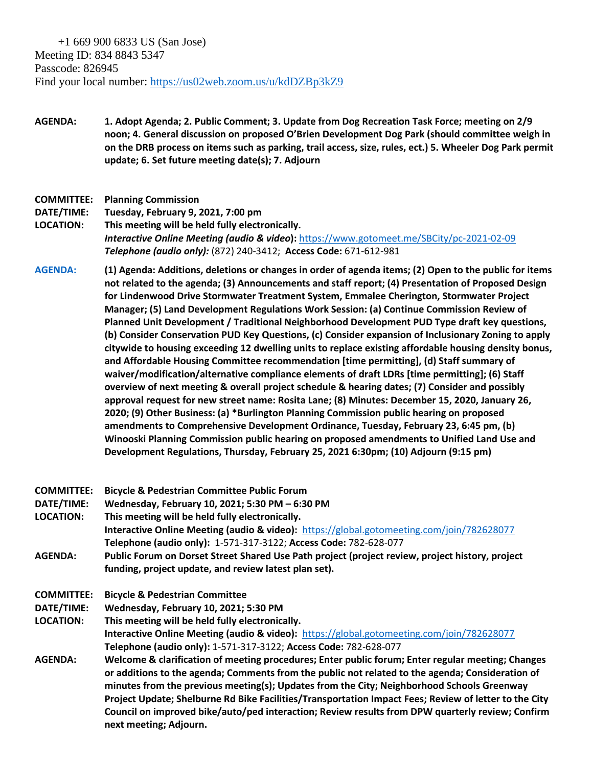+1 669 900 6833 US (San Jose)
Meeting ID: 834 8843 5347
Passcode: 826945
Find your local number: https://us02web.zoom.us/u/kdDZBp3kZ9

**AGENDA:** **1. Adopt Agenda; 2. Public Comment; 3. Update from Dog Recreation Task Force; meeting on 2/9 noon; 4. General discussion on proposed O'Brien Development Dog Park (should committee weigh in on the DRB process on items such as parking, trail access, size, rules, ect.) 5. Wheeler Dog Park permit update; 6. Set future meeting date(s); 7. Adjourn**

**COMMITTEE:** **Planning Commission**
**DATE/TIME:** **Tuesday, February 9, 2021, 7:00 pm**
**LOCATION:** **This meeting will be held fully electronically.**
***Interactive Online Meeting (audio & video)*:** https://www.gotomeet.me/SBCity/pc-2021-02-09
***Telephone (audio only):*** (872) 240-3412; **Access Code:** 671-612-981

**AGENDA:** **(1) Agenda: Additions, deletions or changes in order of agenda items; (2) Open to the public for items not related to the agenda; (3) Announcements and staff report; (4) Presentation of Proposed Design for Lindenwood Drive Stormwater Treatment System, Emmalee Cherington, Stormwater Project Manager; (5) Land Development Regulations Work Session: (a) Continue Commission Review of Planned Unit Development / Traditional Neighborhood Development PUD Type draft key questions, (b) Consider Conservation PUD Key Questions, (c) Consider expansion of Inclusionary Zoning to apply citywide to housing exceeding 12 dwelling units to replace existing affordable housing density bonus, and Affordable Housing Committee recommendation [time permitting], (d) Staff summary of waiver/modification/alternative compliance elements of draft LDRs [time permitting]; (6) Staff overview of next meeting & overall project schedule & hearing dates; (7) Consider and possibly approval request for new street name: Rosita Lane; (8) Minutes: December 15, 2020, January 26, 2020; (9) Other Business: (a) *Burlington Planning Commission public hearing on proposed amendments to Comprehensive Development Ordinance, Tuesday, February 23, 6:45 pm, (b) Winooski Planning Commission public hearing on proposed amendments to Unified Land Use and Development Regulations, Thursday, February 25, 2021 6:30pm; (10) Adjourn (9:15 pm)**

**COMMITTEE:** **Bicycle & Pedestrian Committee Public Forum**
**DATE/TIME:** **Wednesday, February 10, 2021; 5:30 PM – 6:30 PM**
**LOCATION:** **This meeting will be held fully electronically.**
**Interactive Online Meeting (audio & video):** https://global.gotomeeting.com/join/782628077
**Telephone (audio only):** 1-571-317-3122; **Access Code:** 782-628-077
**AGENDA:** **Public Forum on Dorset Street Shared Use Path project (project review, project history, project funding, project update, and review latest plan set).**

**COMMITTEE:** **Bicycle & Pedestrian Committee**
**DATE/TIME:** **Wednesday, February 10, 2021; 5:30 PM**
**LOCATION:** **This meeting will be held fully electronically.**
**Interactive Online Meeting (audio & video):** https://global.gotomeeting.com/join/782628077
**Telephone (audio only):** 1-571-317-3122; **Access Code:** 782-628-077
**AGENDA:** **Welcome & clarification of meeting procedures; Enter public forum; Enter regular meeting; Changes or additions to the agenda; Comments from the public not related to the agenda; Consideration of minutes from the previous meeting(s); Updates from the City; Neighborhood Schools Greenway Project Update; Shelburne Rd Bike Facilities/Transportation Impact Fees; Review of letter to the City Council on improved bike/auto/ped interaction; Review results from DPW quarterly review; Confirm next meeting; Adjourn.**